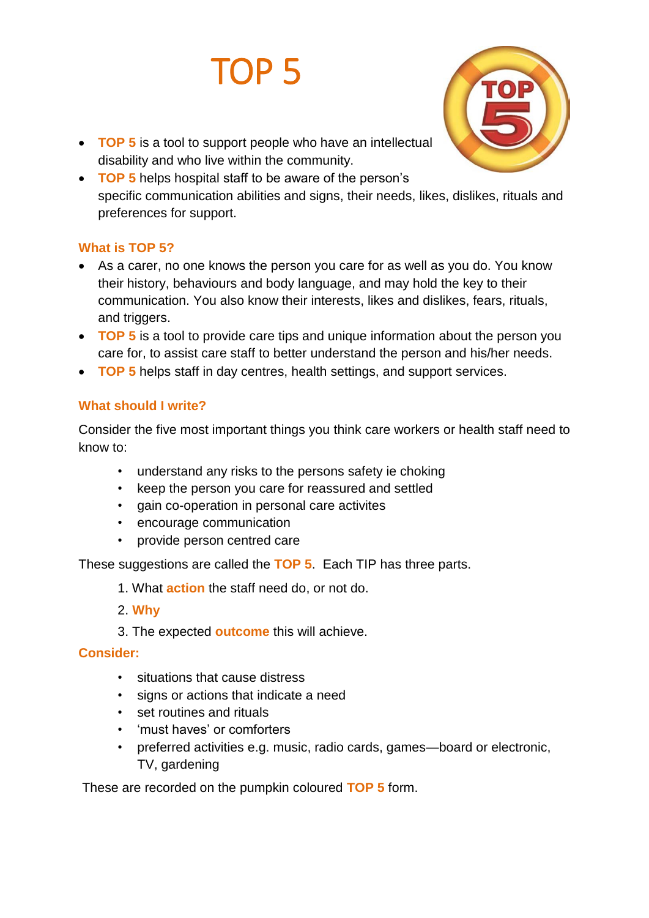# TOP 5

- **TOP 5** is a tool to support people who have an intellectual disability and who live within the community.
- **TOP 5** helps hospital staff to be aware of the person's specific communication abilities and signs, their needs, likes, dislikes, rituals and preferences for support.

### What is TOP 5?

- As a carer, no one knows the person you care for as well as you do. You know their history, behaviours and body language, and may hold the key to their communication. You also know their interests, likes and dislikes, fears, rituals, and triggers.
- **TOP 5** is a tool to provide care tips and unique information about the person you care for, to assist care staff to better understand the person and his/her needs.
- **TOP 5** helps staff in day centres, health settings, and support services.

### What should I write?

Consider the five most important things you think care workers or health staff need to know to:

- understand any risks to the persons safety ie choking
- keep the person you care for reassured and settled
- gain co-operation in personal care activites
- encourage communication
- provide person centred care

These suggestions are called the **TOP 5**. Each TIP has three parts.

1. What **action** the staff need do, or not do.
2. **Why**
3. The expected **outcome** this will achieve.

### Consider:

- situations that cause distress
- signs or actions that indicate a need
- set routines and rituals
- 'must haves' or comforters
- preferred activities e.g. music, radio cards, games—board or electronic, TV, gardening

These are recorded on the pumpkin coloured **TOP 5** form.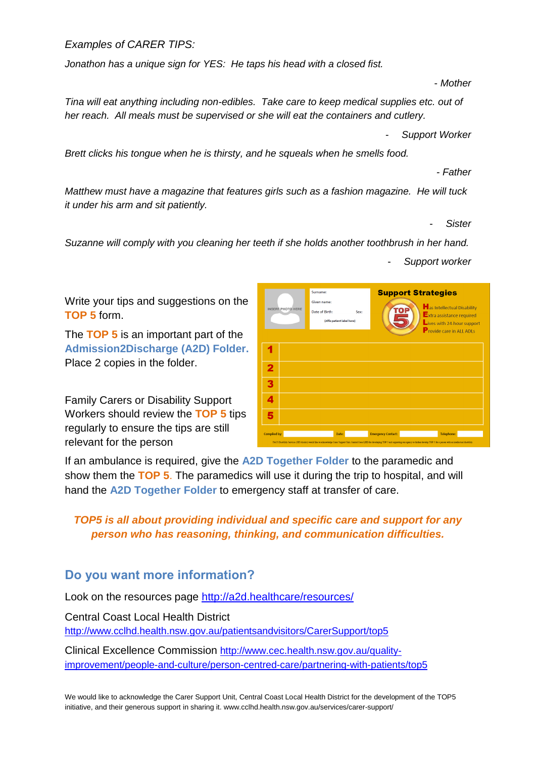*Examples of CARER TIPS:*

*Jonathon has a unique sign for YES: He taps his head with a closed fist.*

*- Mother*

*Tina will eat anything including non-edibles. Take care to keep medical supplies etc. out of her reach. All meals must be supervised or she will eat the containers and cutlery.*

*- Support Worker*

*Brett clicks his tongue when he is thirsty, and he squeals when he smells food.*

*- Father*

*Matthew must have a magazine that features girls such as a fashion magazine. He will tuck it under his arm and sit patiently.*

*- Sister*

*Suzanne will comply with you cleaning her teeth if she holds another toothbrush in her hand.*

*- Support worker*

Write your tips and suggestions on the **TOP 5** form.

The **TOP 5** is an important part of the **Admission2Discharge (A2D) Folder.** Place 2 copies in the folder.

Family Carers or Disability Support Workers should review the **TOP 5** tips regularly to ensure the tips are still relevant for the person

If an ambulance is required, give the **A2D Together Folder** to the paramedic and show them the **TOP 5**. The paramedics will use it during the trip to hospital, and will hand the **A2D Together Folder** to emergency staff at transfer of care.

***TOP5 is all about providing individual and specific care and support for any person who has reasoning, thinking, and communication difficulties.***

## Do you want more information?

Look on the resources page http://a2d.healthcare/resources/

Central Coast Local Health District
http://www.cclhd.health.nsw.gov.au/patientsandvisitors/CarerSupport/top5

Clinical Excellence Commission http://www.cec.health.nsw.gov.au/quality-improvement/people-and-culture/person-centred-care/partnering-with-patients/top5

We would like to acknowledge the Carer Support Unit, Central Coast Local Health District for the development of the TOP5 initiative, and their generous support in sharing it. www.cclhd.health.nsw.gov.au/services/carer-support/